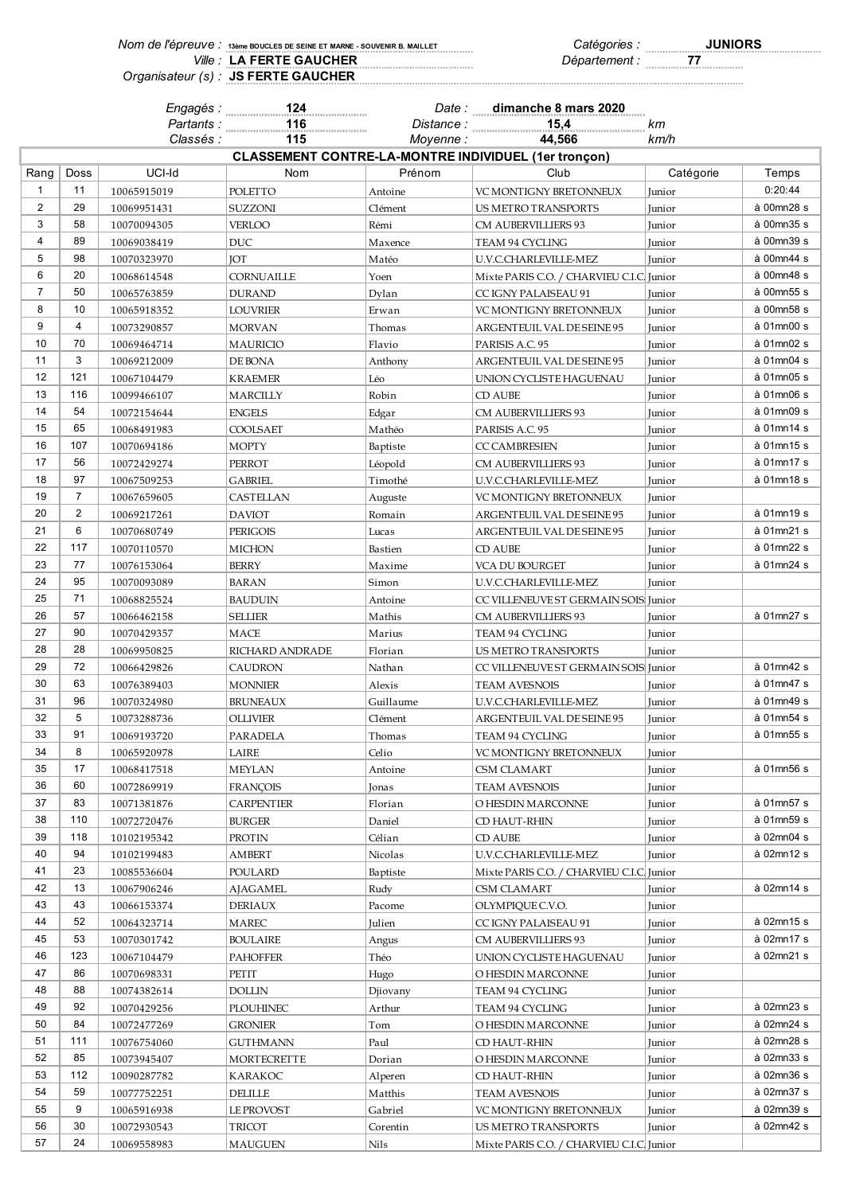Nom de l'épreuve : 13ème BOUCLES DE SEINE ET MARNE - SOUVENIR B. MAILLET
Ville : LA FERTE GAUCHER
Organisateur (s) : JS FERTE GAUCHER

Catégories : JUNIORS
Département : 77

Engagés : 124
Partants : 116
Classés : 115

Date : dimanche 8 mars 2020
Distance : 15,4 km
Moyenne : 44,566 km/h

## CLASSEMENT CONTRE-LA-MONTRE INDIVIDUEL (1er tronçon)

| Rang | Doss | UCI-Id | Nom | Prénom | Club | Catégorie | Temps |
|---|---|---|---|---|---|---|---|
| 1 | 11 | 10065915019 | POLETTO | Antoine | VC MONTIGNY BRETONNEUX | Junior | 0:20:44 |
| 2 | 29 | 10069951431 | SUZZONI | Clément | US METRO TRANSPORTS | Junior | à 00mn28 s |
| 3 | 58 | 10070094305 | VERLOO | Rémi | CM AUBERVILLIERS 93 | Junior | à 00mn35 s |
| 4 | 89 | 10069038419 | DUC | Maxence | TEAM 94 CYCLING | Junior | à 00mn39 s |
| 5 | 98 | 10070323970 | JOT | Matéo | U.V.C.CHARLEVILLE-MEZ | Junior | à 00mn44 s |
| 6 | 20 | 10068614548 | CORNUAILLE | Yoen | Mixte PARIS C.O. / CHARVIEU C.I.C. | Junior | à 00mn48 s |
| 7 | 50 | 10065763859 | DURAND | Dylan | CC IGNY PALAISEAU 91 | Junior | à 00mn55 s |
| 8 | 10 | 10065918352 | LOUVRIER | Erwan | VC MONTIGNY BRETONNEUX | Junior | à 00mn58 s |
| 9 | 4 | 10073290857 | MORVAN | Thomas | ARGENTEUIL VAL DE SEINE 95 | Junior | à 01mn00 s |
| 10 | 70 | 10069464714 | MAURICIO | Flavio | PARISIS A.C. 95 | Junior | à 01mn02 s |
| 11 | 3 | 10069212009 | DE BONA | Anthony | ARGENTEUIL VAL DE SEINE 95 | Junior | à 01mn04 s |
| 12 | 121 | 10067104479 | KRAEMER | Léo | UNION CYCLISTE HAGUENAU | Junior | à 01mn05 s |
| 13 | 116 | 10099466107 | MARCILLY | Robin | CD AUBE | Junior | à 01mn06 s |
| 14 | 54 | 10072154644 | ENGELS | Edgar | CM AUBERVILLIERS 93 | Junior | à 01mn09 s |
| 15 | 65 | 10068491983 | COOLSAET | Mathéo | PARISIS A.C. 95 | Junior | à 01mn14 s |
| 16 | 107 | 10070694186 | MOPTY | Baptiste | CC CAMBRESIEN | Junior | à 01mn15 s |
| 17 | 56 | 10072429274 | PERROT | Léopold | CM AUBERVILLIERS 93 | Junior | à 01mn17 s |
| 18 | 97 | 10067509253 | GABRIEL | Timothé | U.V.C.CHARLEVILLE-MEZ | Junior | à 01mn18 s |
| 19 | 7 | 10067659605 | CASTELLAN | Auguste | VC MONTIGNY BRETONNEUX | Junior | |
| 20 | 2 | 10069217261 | DAVIOT | Romain | ARGENTEUIL VAL DE SEINE 95 | Junior | à 01mn19 s |
| 21 | 6 | 10070680749 | PERIGOIS | Lucas | ARGENTEUIL VAL DE SEINE 95 | Junior | à 01mn21 s |
| 22 | 117 | 10070110570 | MICHON | Bastien | CD AUBE | Junior | à 01mn22 s |
| 23 | 77 | 10076153064 | BERRY | Maxime | VCA DU BOURGET | Junior | à 01mn24 s |
| 24 | 95 | 10070093089 | BARAN | Simon | U.V.C.CHARLEVILLE-MEZ | Junior | |
| 25 | 71 | 10068825524 | BAUDUIN | Antoine | CC VILLENEUVE ST GERMAIN SOIS | Junior | |
| 26 | 57 | 10066462158 | SELLIER | Mathis | CM AUBERVILLIERS 93 | Junior | à 01mn27 s |
| 27 | 90 | 10070429357 | MACE | Marius | TEAM 94 CYCLING | Junior | |
| 28 | 28 | 10069950825 | RICHARD ANDRADE | Florian | US METRO TRANSPORTS | Junior | |
| 29 | 72 | 10066429826 | CAUDRON | Nathan | CC VILLENEUVE ST GERMAIN SOIS | Junior | à 01mn42 s |
| 30 | 63 | 10076389403 | MONNIER | Alexis | TEAM AVESNOIS | Junior | à 01mn47 s |
| 31 | 96 | 10070324980 | BRUNEAUX | Guillaume | U.V.C.CHARLEVILLE-MEZ | Junior | à 01mn49 s |
| 32 | 5 | 10073288736 | OLLIVIER | Clément | ARGENTEUIL VAL DE SEINE 95 | Junior | à 01mn54 s |
| 33 | 91 | 10069193720 | PARADELA | Thomas | TEAM 94 CYCLING | Junior | à 01mn55 s |
| 34 | 8 | 10065920978 | LAIRE | Celio | VC MONTIGNY BRETONNEUX | Junior | |
| 35 | 17 | 10068417518 | MEYLAN | Antoine | CSM CLAMART | Junior | à 01mn56 s |
| 36 | 60 | 10072869919 | FRANÇOIS | Jonas | TEAM AVESNOIS | Junior | |
| 37 | 83 | 10071381876 | CARPENTIER | Florian | O HESDIN MARCONNE | Junior | à 01mn57 s |
| 38 | 110 | 10072720476 | BURGER | Daniel | CD HAUT-RHIN | Junior | à 01mn59 s |
| 39 | 118 | 10102195342 | PROTIN | Célian | CD AUBE | Junior | à 02mn04 s |
| 40 | 94 | 10102199483 | AMBERT | Nicolas | U.V.C.CHARLEVILLE-MEZ | Junior | à 02mn12 s |
| 41 | 23 | 10085536604 | POULARD | Baptiste | Mixte PARIS C.O. / CHARVIEU C.I.C. | Junior | |
| 42 | 13 | 10067906246 | AJAGAMEL | Rudy | CSM CLAMART | Junior | à 02mn14 s |
| 43 | 43 | 10066153374 | DERIAUX | Pacome | OLYMPIQUE C.V.O. | Junior | |
| 44 | 52 | 10064323714 | MAREC | Julien | CC IGNY PALAISEAU 91 | Junior | à 02mn15 s |
| 45 | 53 | 10070301742 | BOULAIRE | Angus | CM AUBERVILLIERS 93 | Junior | à 02mn17 s |
| 46 | 123 | 10067104479 | PAHOFFER | Théo | UNION CYCLISTE HAGUENAU | Junior | à 02mn21 s |
| 47 | 86 | 10070698331 | PETIT | Hugo | O HESDIN MARCONNE | Junior | |
| 48 | 88 | 10074382614 | DOLLIN | Djiovany | TEAM 94 CYCLING | Junior | |
| 49 | 92 | 10070429256 | PLOUHINEC | Arthur | TEAM 94 CYCLING | Junior | à 02mn23 s |
| 50 | 84 | 10072477269 | GRONIER | Tom | O HESDIN MARCONNE | Junior | à 02mn24 s |
| 51 | 111 | 10076754060 | GUTHMANN | Paul | CD HAUT-RHIN | Junior | à 02mn28 s |
| 52 | 85 | 10073945407 | MORTECRETTE | Dorian | O HESDIN MARCONNE | Junior | à 02mn33 s |
| 53 | 112 | 10090287782 | KARAKOC | Alperen | CD HAUT-RHIN | Junior | à 02mn36 s |
| 54 | 59 | 10077752251 | DELILLE | Matthis | TEAM AVESNOIS | Junior | à 02mn37 s |
| 55 | 9 | 10065916938 | LE PROVOST | Gabriel | VC MONTIGNY BRETONNEUX | Junior | à 02mn39 s |
| 56 | 30 | 10072930543 | TRICOT | Corentin | US METRO TRANSPORTS | Junior | à 02mn42 s |
| 57 | 24 | 10069558983 | MAUGUEN | Nils | Mixte PARIS C.O. / CHARVIEU C.I.C. | Junior | |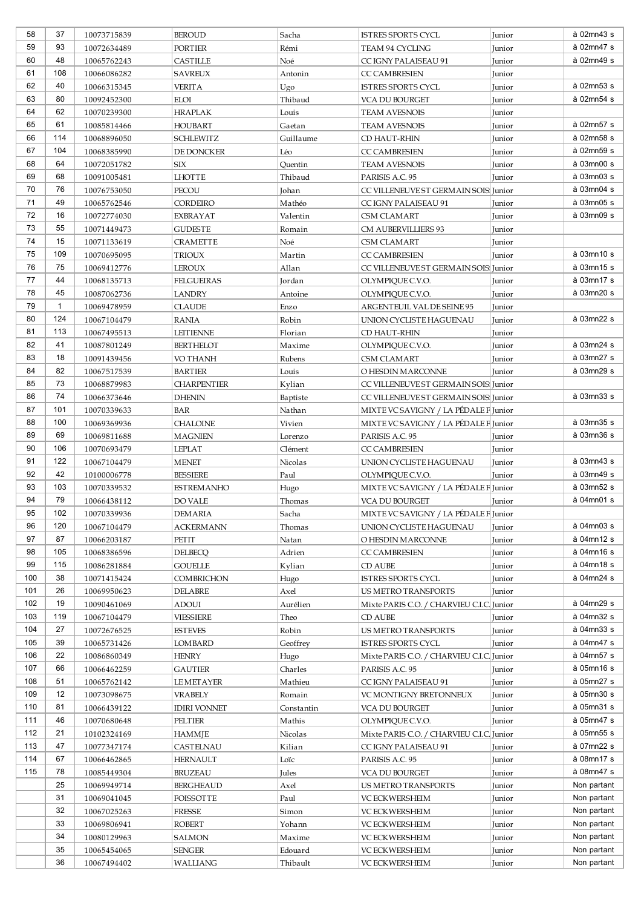| | | | | | | | |
|---|---|---|---|---|---|---|---|
| 58 | 37 | 10073715839 | BEROUD | Sacha | ISTRES SPORTS CYCL | Junior | à 02mn43 s |
| 59 | 93 | 10072634489 | PORTIER | Rémi | TEAM 94 CYCLING | Junior | à 02mn47 s |
| 60 | 48 | 10065762243 | CASTILLE | Noé | CC IGNY PALAISEAU 91 | Junior | à 02mn49 s |
| 61 | 108 | 10066086282 | SAVREUX | Antonin | CC CAMBRESIEN | Junior | |
| 62 | 40 | 10066315345 | VERITA | Ugo | ISTRES SPORTS CYCL | Junior | à 02mn53 s |
| 63 | 80 | 10092452300 | ELOI | Thibaud | VCA DU BOURGET | Junior | à 02mn54 s |
| 64 | 62 | 10070239300 | HRAPLAK | Louis | TEAM AVESNOIS | Junior | |
| 65 | 61 | 10085814466 | HOUBART | Gaetan | TEAM AVESNOIS | Junior | à 02mn57 s |
| 66 | 114 | 10068896050 | SCHLEWITZ | Guillaume | CD HAUT-RHIN | Junior | à 02mn58 s |
| 67 | 104 | 10068385990 | DE DONCKER | Léo | CC CAMBRESIEN | Junior | à 02mn59 s |
| 68 | 64 | 10072051782 | SIX | Quentin | TEAM AVESNOIS | Junior | à 03mn00 s |
| 69 | 68 | 10091005481 | LHOTTE | Thibaud | PARISIS A.C. 95 | Junior | à 03mn03 s |
| 70 | 76 | 10076753050 | PECOU | Johan | CC VILLENEUVE ST GERMAIN SOIS | Junior | à 03mn04 s |
| 71 | 49 | 10065762546 | CORDEIRO | Mathéo | CC IGNY PALAISEAU 91 | Junior | à 03mn05 s |
| 72 | 16 | 10072774030 | EXBRAYAT | Valentin | CSM CLAMART | Junior | à 03mn09 s |
| 73 | 55 | 10071449473 | GUDESTE | Romain | CM AUBERVILLIERS 93 | Junior | |
| 74 | 15 | 10071133619 | CRAMETTE | Noé | CSM CLAMART | Junior | |
| 75 | 109 | 10070695095 | TRIOUX | Martin | CC CAMBRESIEN | Junior | à 03mn10 s |
| 76 | 75 | 10069412776 | LEROUX | Allan | CC VILLENEUVE ST GERMAIN SOIS | Junior | à 03mn15 s |
| 77 | 44 | 10068135713 | FELGUEIRAS | Jordan | OLYMPIQUE C.V.O. | Junior | à 03mn17 s |
| 78 | 45 | 10087062736 | LANDRY | Antoine | OLYMPIQUE C.V.O. | Junior | à 03mn20 s |
| 79 | 1 | 10069478959 | CLAUDE | Enzo | ARGENTEUIL VAL DE SEINE 95 | Junior | |
| 80 | 124 | 10067104479 | RANIA | Robin | UNION CYCLISTE HAGUENAU | Junior | à 03mn22 s |
| 81 | 113 | 10067495513 | LEITIENNE | Florian | CD HAUT-RHIN | Junior | |
| 82 | 41 | 10087801249 | BERTHELOT | Maxime | OLYMPIQUE C.V.O. | Junior | à 03mn24 s |
| 83 | 18 | 10091439456 | VO THANH | Rubens | CSM CLAMART | Junior | à 03mn27 s |
| 84 | 82 | 10067517539 | BARTIER | Louis | O HESDIN MARCONNE | Junior | à 03mn29 s |
| 85 | 73 | 10068879983 | CHARPENTIER | Kylian | CC VILLENEUVE ST GERMAIN SOIS | Junior | |
| 86 | 74 | 10066373646 | DHENIN | Baptiste | CC VILLENEUVE ST GERMAIN SOIS | Junior | à 03mn33 s |
| 87 | 101 | 10070339633 | BAR | Nathan | MIXTE VC SAVIGNY / LA PÉDALE F | Junior | |
| 88 | 100 | 10069369936 | CHALOINE | Vivien | MIXTE VC SAVIGNY / LA PÉDALE F | Junior | à 03mn35 s |
| 89 | 69 | 10069811688 | MAGNIEN | Lorenzo | PARISIS A.C. 95 | Junior | à 03mn36 s |
| 90 | 106 | 10070693479 | LEPLAT | Clément | CC CAMBRESIEN | Junior | |
| 91 | 122 | 10067104479 | MENET | Nicolas | UNION CYCLISTE HAGUENAU | Junior | à 03mn43 s |
| 92 | 42 | 10100006778 | BESSIERE | Paul | OLYMPIQUE C.V.O. | Junior | à 03mn49 s |
| 93 | 103 | 10070339532 | ESTREMANHO | Hugo | MIXTE VC SAVIGNY / LA PÉDALE F | Junior | à 03mn52 s |
| 94 | 79 | 10066438112 | DO VALE | Thomas | VCA DU BOURGET | Junior | à 04mn01 s |
| 95 | 102 | 10070339936 | DEMARIA | Sacha | MIXTE VC SAVIGNY / LA PÉDALE F | Junior | |
| 96 | 120 | 10067104479 | ACKERMANN | Thomas | UNION CYCLISTE HAGUENAU | Junior | à 04mn03 s |
| 97 | 87 | 10066203187 | PETIT | Natan | O HESDIN MARCONNE | Junior | à 04mn12 s |
| 98 | 105 | 10068386596 | DELBECQ | Adrien | CC CAMBRESIEN | Junior | à 04mn16 s |
| 99 | 115 | 10086281884 | GOUELLE | Kylian | CD AUBE | Junior | à 04mn18 s |
| 100 | 38 | 10071415424 | COMBRICHON | Hugo | ISTRES SPORTS CYCL | Junior | à 04mn24 s |
| 101 | 26 | 10069950623 | DELABRE | Axel | US METRO TRANSPORTS | Junior | |
| 102 | 19 | 10090461069 | ADOUI | Aurélien | Mixte PARIS C.O. / CHARVIEU C.I.C. | Junior | à 04mn29 s |
| 103 | 119 | 10067104479 | VIESSIERE | Theo | CD AUBE | Junior | à 04mn32 s |
| 104 | 27 | 10072676525 | ESTEVES | Robin | US METRO TRANSPORTS | Junior | à 04mn33 s |
| 105 | 39 | 10065731426 | LOMBARD | Geoffrey | ISTRES SPORTS CYCL | Junior | à 04mn47 s |
| 106 | 22 | 10086860349 | HENRY | Hugo | Mixte PARIS C.O. / CHARVIEU C.I.C. | Junior | à 04mn57 s |
| 107 | 66 | 10066462259 | GAUTIER | Charles | PARISIS A.C. 95 | Junior | à 05mn16 s |
| 108 | 51 | 10065762142 | LE METAYER | Mathieu | CC IGNY PALAISEAU 91 | Junior | à 05mn27 s |
| 109 | 12 | 10073098675 | VRABELY | Romain | VC MONTIGNY BRETONNEUX | Junior | à 05mn30 s |
| 110 | 81 | 10066439122 | IDIRI VONNET | Constantin | VCA DU BOURGET | Junior | à 05mn31 s |
| 111 | 46 | 10070680648 | PELTIER | Mathis | OLYMPIQUE C.V.O. | Junior | à 05mn47 s |
| 112 | 21 | 10102324169 | HAMMJE | Nicolas | Mixte PARIS C.O. / CHARVIEU C.I.C. | Junior | à 05mn55 s |
| 113 | 47 | 10077347174 | CASTELNAU | Kilian | CC IGNY PALAISEAU 91 | Junior | à 07mn22 s |
| 114 | 67 | 10066462865 | HERNAULT | Loïc | PARISIS A.C. 95 | Junior | à 08mn17 s |
| 115 | 78 | 10085449304 | BRUZEAU | Jules | VCA DU BOURGET | Junior | à 08mn47 s |
| | 25 | 10069949714 | BERGHEAUD | Axel | US METRO TRANSPORTS | Junior | Non partant |
| | 31 | 10069041045 | FOISSOTTE | Paul | VC ECKWERSHEIM | Junior | Non partant |
| | 32 | 10067025263 | FRESSE | Simon | VC ECKWERSHEIM | Junior | Non partant |
| | 33 | 10069806941 | ROBERT | Yohann | VC ECKWERSHEIM | Junior | Non partant |
| | 34 | 10080129963 | SALMON | Maxime | VC ECKWERSHEIM | Junior | Non partant |
| | 35 | 10065454065 | SENGER | Edouard | VC ECKWERSHEIM | Junior | Non partant |
| | 36 | 10067494402 | WALLIANG | Thibault | VC ECKWERSHEIM | Junior | Non partant |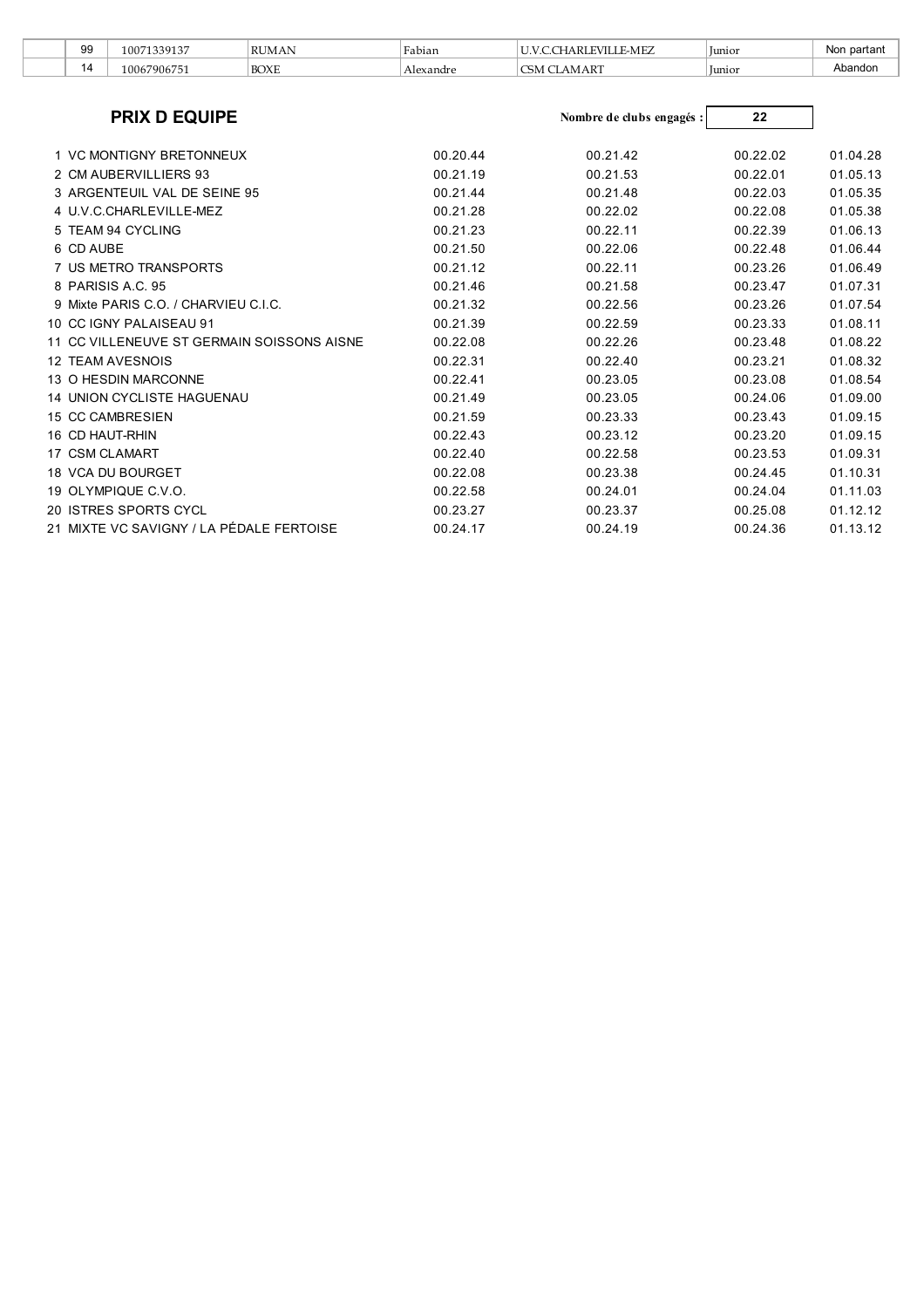|  | 99 | 10071339137 | RUMAN | Fabian | U.V.C.CHARLEVILLE-MEZ | Junior | Non partant |
|---|---|---|---|---|---|---|---|
|  | 14 | 10067906751 | BOXE | Alexandre | CSM CLAMART | Junior | Abandon |

## PRIX D EQUIPE

**Nombre de clubs engagés :** 22

| | | | | |
|---|---|---|---|---|
| 1 VC MONTIGNY BRETONNEUX | 00.20.44 | 00.21.42 | 00.22.02 | 01.04.28 |
| 2 CM AUBERVILLIERS 93 | 00.21.19 | 00.21.53 | 00.22.01 | 01.05.13 |
| 3 ARGENTEUIL VAL DE SEINE 95 | 00.21.44 | 00.21.48 | 00.22.03 | 01.05.35 |
| 4 U.V.C.CHARLEVILLE-MEZ | 00.21.28 | 00.22.02 | 00.22.08 | 01.05.38 |
| 5 TEAM 94 CYCLING | 00.21.23 | 00.22.11 | 00.22.39 | 01.06.13 |
| 6 CD AUBE | 00.21.50 | 00.22.06 | 00.22.48 | 01.06.44 |
| 7 US METRO TRANSPORTS | 00.21.12 | 00.22.11 | 00.23.26 | 01.06.49 |
| 8 PARISIS A.C. 95 | 00.21.46 | 00.21.58 | 00.23.47 | 01.07.31 |
| 9 Mixte PARIS C.O. / CHARVIEU C.I.C. | 00.21.32 | 00.22.56 | 00.23.26 | 01.07.54 |
| 10 CC IGNY PALAISEAU 91 | 00.21.39 | 00.22.59 | 00.23.33 | 01.08.11 |
| 11 CC VILLENEUVE ST GERMAIN SOISSONS AISNE | 00.22.08 | 00.22.26 | 00.23.48 | 01.08.22 |
| 12 TEAM AVESNOIS | 00.22.31 | 00.22.40 | 00.23.21 | 01.08.32 |
| 13 O HESDIN MARCONNE | 00.22.41 | 00.23.05 | 00.23.08 | 01.08.54 |
| 14 UNION CYCLISTE HAGUENAU | 00.21.49 | 00.23.05 | 00.24.06 | 01.09.00 |
| 15 CC CAMBRESIEN | 00.21.59 | 00.23.33 | 00.23.43 | 01.09.15 |
| 16 CD HAUT-RHIN | 00.22.43 | 00.23.12 | 00.23.20 | 01.09.15 |
| 17 CSM CLAMART | 00.22.40 | 00.22.58 | 00.23.53 | 01.09.31 |
| 18 VCA DU BOURGET | 00.22.08 | 00.23.38 | 00.24.45 | 01.10.31 |
| 19 OLYMPIQUE C.V.O. | 00.22.58 | 00.24.01 | 00.24.04 | 01.11.03 |
| 20 ISTRES SPORTS CYCL | 00.23.27 | 00.23.37 | 00.25.08 | 01.12.12 |
| 21 MIXTE VC SAVIGNY / LA PÉDALE FERTOISE | 00.24.17 | 00.24.19 | 00.24.36 | 01.13.12 |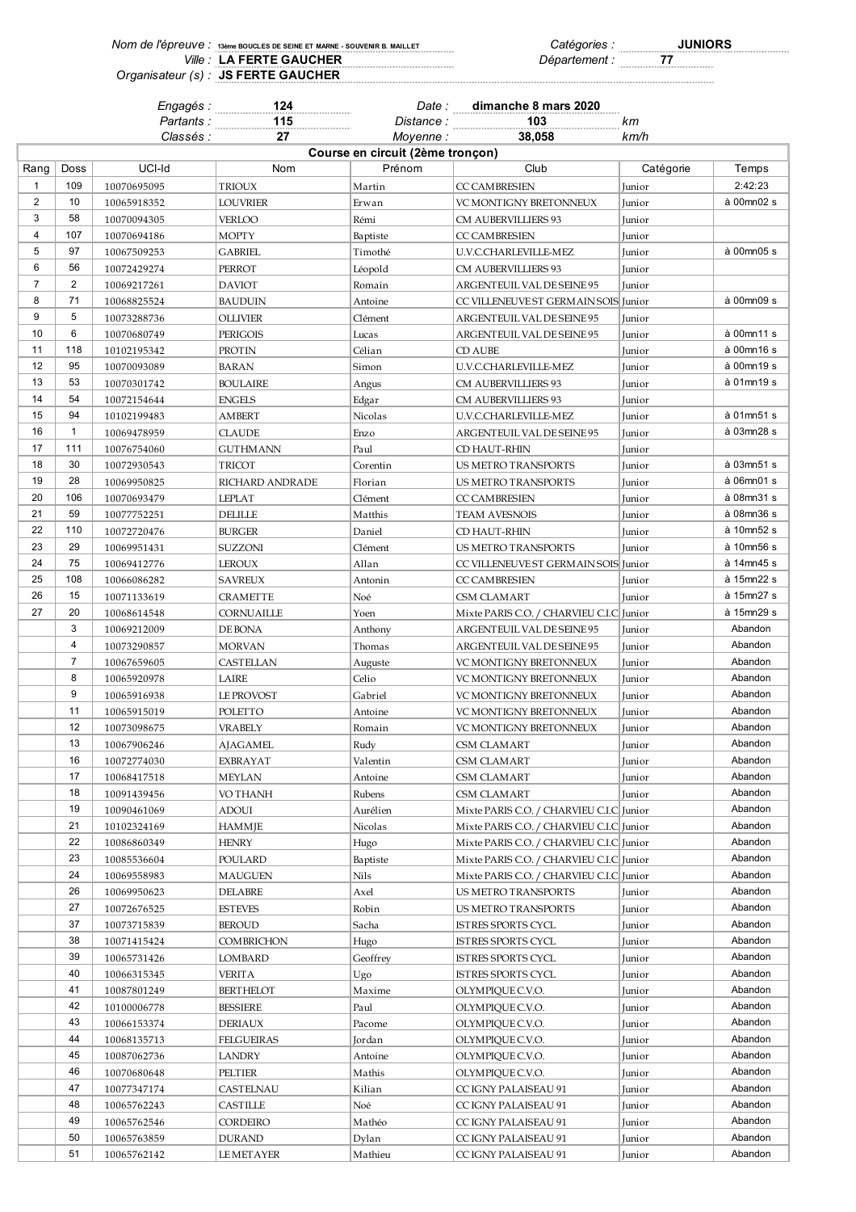*Nom de l'épreuve :* **13ème BOUCLES DE SEINE ET MARNE - SOUVENIR B. MAILLET** *Catégories :* **JUNIORS**

*Ville :* **LA FERTE GAUCHER** *Département :* **77**

*Organisateur (s) :* **JS FERTE GAUCHER**

*Engagés :* **124** *Date :* **dimanche 8 mars 2020**

*Partants :* **115** *Distance :* **103** *km*

*Classés :* **27** *Moyenne :* **38,058** *km/h*

**Course en circuit (2ème tronçon)**

| Rang | Doss | UCI-Id | Nom | Prénom | Club | Catégorie | Temps |
|---|---|---|---|---|---|---|---|
| 1 | 109 | 10070695095 | TRIOUX | Martin | CC CAMBRESIEN | Junior | 2:42:23 |
| 2 | 10 | 10065918352 | LOUVRIER | Erwan | VC MONTIGNY BRETONNEUX | Junior | à 00mn02 s |
| 3 | 58 | 10070094305 | VERLOO | Rémi | CM AUBERVILLIERS 93 | Junior | |
| 4 | 107 | 10070694186 | MOPTY | Baptiste | CC CAMBRESIEN | Junior | |
| 5 | 97 | 10067509253 | GABRIEL | Timothé | U.V.C.CHARLEVILLE-MEZ | Junior | à 00mn05 s |
| 6 | 56 | 10072429274 | PERROT | Léopold | CM AUBERVILLIERS 93 | Junior | |
| 7 | 2 | 10069217261 | DAVIOT | Romain | ARGENTEUIL VAL DE SEINE 95 | Junior | |
| 8 | 71 | 10068825524 | BAUDUIN | Antoine | CC VILLENEUVE ST GERMAIN SOIS | Junior | à 00mn09 s |
| 9 | 5 | 10073288736 | OLLIVIER | Clément | ARGENTEUIL VAL DE SEINE 95 | Junior | |
| 10 | 6 | 10070680749 | PERIGOIS | Lucas | ARGENTEUIL VAL DE SEINE 95 | Junior | à 00mn11 s |
| 11 | 118 | 10102195342 | PROTIN | Célian | CD AUBE | Junior | à 00mn16 s |
| 12 | 95 | 10070093089 | BARAN | Simon | U.V.C.CHARLEVILLE-MEZ | Junior | à 00mn19 s |
| 13 | 53 | 10070301742 | BOULAIRE | Angus | CM AUBERVILLIERS 93 | Junior | à 01mn19 s |
| 14 | 54 | 10072154644 | ENGELS | Edgar | CM AUBERVILLIERS 93 | Junior | |
| 15 | 94 | 10102199483 | AMBERT | Nicolas | U.V.C.CHARLEVILLE-MEZ | Junior | à 01mn51 s |
| 16 | 1 | 10069478959 | CLAUDE | Enzo | ARGENTEUIL VAL DE SEINE 95 | Junior | à 03mn28 s |
| 17 | 111 | 10076754060 | GUTHMANN | Paul | CD HAUT-RHIN | Junior | |
| 18 | 30 | 10072930543 | TRICOT | Corentin | US METRO TRANSPORTS | Junior | à 03mn51 s |
| 19 | 28 | 10069950825 | RICHARD ANDRADE | Florian | US METRO TRANSPORTS | Junior | à 06mn01 s |
| 20 | 106 | 10070693479 | LEPLAT | Clément | CC CAMBRESIEN | Junior | à 08mn31 s |
| 21 | 59 | 10077752251 | DELILLE | Matthis | TEAM AVESNOIS | Junior | à 08mn36 s |
| 22 | 110 | 10072720476 | BURGER | Daniel | CD HAUT-RHIN | Junior | à 10mn52 s |
| 23 | 29 | 10069951431 | SUZZONI | Clément | US METRO TRANSPORTS | Junior | à 10mn56 s |
| 24 | 75 | 10069412776 | LEROUX | Allan | CC VILLENEUVE ST GERMAIN SOIS | Junior | à 14mn45 s |
| 25 | 108 | 10066086282 | SAVREUX | Antonin | CC CAMBRESIEN | Junior | à 15mn22 s |
| 26 | 15 | 10071133619 | CRAMETTE | Noé | CSM CLAMART | Junior | à 15mn27 s |
| 27 | 20 | 10068614548 | CORNUAILLE | Yoen | Mixte PARIS C.O. / CHARVIEU C.I.C | Junior | à 15mn29 s |
| | 3 | 10069212009 | DE BONA | Anthony | ARGENTEUIL VAL DE SEINE 95 | Junior | Abandon |
| | 4 | 10073290857 | MORVAN | Thomas | ARGENTEUIL VAL DE SEINE 95 | Junior | Abandon |
| | 7 | 10067659605 | CASTELLAN | Auguste | VC MONTIGNY BRETONNEUX | Junior | Abandon |
| | 8 | 10065920978 | LAIRE | Celio | VC MONTIGNY BRETONNEUX | Junior | Abandon |
| | 9 | 10065916938 | LE PROVOST | Gabriel | VC MONTIGNY BRETONNEUX | Junior | Abandon |
| | 11 | 10065915019 | POLETTO | Antoine | VC MONTIGNY BRETONNEUX | Junior | Abandon |
| | 12 | 10073098675 | VRABELY | Romain | VC MONTIGNY BRETONNEUX | Junior | Abandon |
| | 13 | 10067906246 | AJAGAMEL | Rudy | CSM CLAMART | Junior | Abandon |
| | 16 | 10072774030 | EXBRAYAT | Valentin | CSM CLAMART | Junior | Abandon |
| | 17 | 10068417518 | MEYLAN | Antoine | CSM CLAMART | Junior | Abandon |
| | 18 | 10091439456 | VO THANH | Rubens | CSM CLAMART | Junior | Abandon |
| | 19 | 10090461069 | ADOUI | Aurélien | Mixte PARIS C.O. / CHARVIEU C.I.C | Junior | Abandon |
| | 21 | 10102324169 | HAMMJE | Nicolas | Mixte PARIS C.O. / CHARVIEU C.I.C | Junior | Abandon |
| | 22 | 10086860349 | HENRY | Hugo | Mixte PARIS C.O. / CHARVIEU C.I.C | Junior | Abandon |
| | 23 | 10085536604 | POULARD | Baptiste | Mixte PARIS C.O. / CHARVIEU C.I.C | Junior | Abandon |
| | 24 | 10069558983 | MAUGUEN | Nils | Mixte PARIS C.O. / CHARVIEU C.I.C | Junior | Abandon |
| | 26 | 10069950623 | DELABRE | Axel | US METRO TRANSPORTS | Junior | Abandon |
| | 27 | 10072676525 | ESTEVES | Robin | US METRO TRANSPORTS | Junior | Abandon |
| | 37 | 10073715839 | BEROUD | Sacha | ISTRES SPORTS CYCL | Junior | Abandon |
| | 38 | 10071415424 | COMBRICHON | Hugo | ISTRES SPORTS CYCL | Junior | Abandon |
| | 39 | 10065731426 | LOMBARD | Geoffrey | ISTRES SPORTS CYCL | Junior | Abandon |
| | 40 | 10066315345 | VERITA | Ugo | ISTRES SPORTS CYCL | Junior | Abandon |
| | 41 | 10087801249 | BERTHELOT | Maxime | OLYMPIQUE C.V.O. | Junior | Abandon |
| | 42 | 10100006778 | BESSIERE | Paul | OLYMPIQUE C.V.O. | Junior | Abandon |
| | 43 | 10066153374 | DERIAUX | Pacome | OLYMPIQUE C.V.O. | Junior | Abandon |
| | 44 | 10068135713 | FELGUEIRAS | Jordan | OLYMPIQUE C.V.O. | Junior | Abandon |
| | 45 | 10087062736 | LANDRY | Antoine | OLYMPIQUE C.V.O. | Junior | Abandon |
| | 46 | 10070680648 | PELTIER | Mathis | OLYMPIQUE C.V.O. | Junior | Abandon |
| | 47 | 10077347174 | CASTELNAU | Kilian | CC IGNY PALAISEAU 91 | Junior | Abandon |
| | 48 | 10065762243 | CASTILLE | Noé | CC IGNY PALAISEAU 91 | Junior | Abandon |
| | 49 | 10065762546 | CORDEIRO | Mathéo | CC IGNY PALAISEAU 91 | Junior | Abandon |
| | 50 | 10065763859 | DURAND | Dylan | CC IGNY PALAISEAU 91 | Junior | Abandon |
| | 51 | 10065762142 | LE METAYER | Mathieu | CC IGNY PALAISEAU 91 | Junior | Abandon |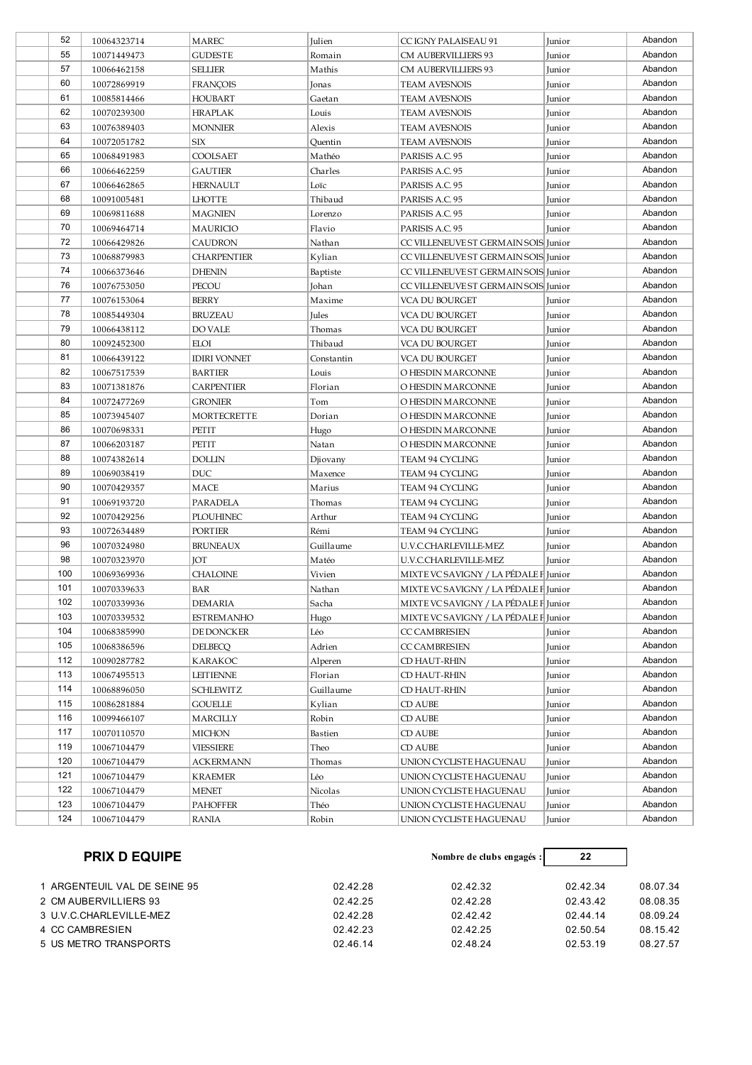| | | | | | | |
|---|---|---|---|---|---|---|
| 52 | 10064323714 | MAREC | Julien | CC IGNY PALAISEAU 91 | Junior | Abandon |
| 55 | 10071449473 | GUDESTE | Romain | CM AUBERVILLIERS 93 | Junior | Abandon |
| 57 | 10066462158 | SELLIER | Mathis | CM AUBERVILLIERS 93 | Junior | Abandon |
| 60 | 10072869919 | FRANÇOIS | Jonas | TEAM AVESNOIS | Junior | Abandon |
| 61 | 10085814466 | HOUBART | Gaetan | TEAM AVESNOIS | Junior | Abandon |
| 62 | 10070239300 | HRAPLAK | Louis | TEAM AVESNOIS | Junior | Abandon |
| 63 | 10076389403 | MONNIER | Alexis | TEAM AVESNOIS | Junior | Abandon |
| 64 | 10072051782 | SIX | Quentin | TEAM AVESNOIS | Junior | Abandon |
| 65 | 10068491983 | COOLSAET | Mathéo | PARISIS A.C. 95 | Junior | Abandon |
| 66 | 10066462259 | GAUTIER | Charles | PARISIS A.C. 95 | Junior | Abandon |
| 67 | 10066462865 | HERNAULT | Loïc | PARISIS A.C. 95 | Junior | Abandon |
| 68 | 10091005481 | LHOTTE | Thibaud | PARISIS A.C. 95 | Junior | Abandon |
| 69 | 10069811688 | MAGNIEN | Lorenzo | PARISIS A.C. 95 | Junior | Abandon |
| 70 | 10069464714 | MAURICIO | Flavio | PARISIS A.C. 95 | Junior | Abandon |
| 72 | 10066429826 | CAUDRON | Nathan | CC VILLENEUVE ST GERMAIN SOIS | Junior | Abandon |
| 73 | 10068879983 | CHARPENTIER | Kylian | CC VILLENEUVE ST GERMAIN SOIS | Junior | Abandon |
| 74 | 10066373646 | DHENIN | Baptiste | CC VILLENEUVE ST GERMAIN SOIS | Junior | Abandon |
| 76 | 10076753050 | PECOU | Johan | CC VILLENEUVE ST GERMAIN SOIS | Junior | Abandon |
| 77 | 10076153064 | BERRY | Maxime | VCA DU BOURGET | Junior | Abandon |
| 78 | 10085449304 | BRUZEAU | Jules | VCA DU BOURGET | Junior | Abandon |
| 79 | 10066438112 | DO VALE | Thomas | VCA DU BOURGET | Junior | Abandon |
| 80 | 10092452300 | ELOI | Thibaud | VCA DU BOURGET | Junior | Abandon |
| 81 | 10066439122 | IDIRI VONNET | Constantin | VCA DU BOURGET | Junior | Abandon |
| 82 | 10067517539 | BARTIER | Louis | O HESDIN MARCONNE | Junior | Abandon |
| 83 | 10071381876 | CARPENTIER | Florian | O HESDIN MARCONNE | Junior | Abandon |
| 84 | 10072477269 | GRONIER | Tom | O HESDIN MARCONNE | Junior | Abandon |
| 85 | 10073945407 | MORTECRETTE | Dorian | O HESDIN MARCONNE | Junior | Abandon |
| 86 | 10070698331 | PETIT | Hugo | O HESDIN MARCONNE | Junior | Abandon |
| 87 | 10066203187 | PETIT | Natan | O HESDIN MARCONNE | Junior | Abandon |
| 88 | 10074382614 | DOLLIN | Djiovany | TEAM 94 CYCLING | Junior | Abandon |
| 89 | 10069038419 | DUC | Maxence | TEAM 94 CYCLING | Junior | Abandon |
| 90 | 10070429357 | MACE | Marius | TEAM 94 CYCLING | Junior | Abandon |
| 91 | 10069193720 | PARADELA | Thomas | TEAM 94 CYCLING | Junior | Abandon |
| 92 | 10070429256 | PLOUHINEC | Arthur | TEAM 94 CYCLING | Junior | Abandon |
| 93 | 10072634489 | PORTIER | Rémi | TEAM 94 CYCLING | Junior | Abandon |
| 96 | 10070324980 | BRUNEAUX | Guillaume | U.V.C.CHARLEVILLE-MEZ | Junior | Abandon |
| 98 | 10070323970 | JOT | Matéo | U.V.C.CHARLEVILLE-MEZ | Junior | Abandon |
| 100 | 10069369936 | CHALOINE | Vivien | MIXTE VC SAVIGNY / LA PÉDALE F | Junior | Abandon |
| 101 | 10070339633 | BAR | Nathan | MIXTE VC SAVIGNY / LA PÉDALE F | Junior | Abandon |
| 102 | 10070339936 | DEMARIA | Sacha | MIXTE VC SAVIGNY / LA PÉDALE F | Junior | Abandon |
| 103 | 10070339532 | ESTREMANHO | Hugo | MIXTE VC SAVIGNY / LA PÉDALE F | Junior | Abandon |
| 104 | 10068385990 | DE DONCKER | Léo | CC CAMBRESIEN | Junior | Abandon |
| 105 | 10068386596 | DELBECQ | Adrien | CC CAMBRESIEN | Junior | Abandon |
| 112 | 10090287782 | KARAKOC | Alperen | CD HAUT-RHIN | Junior | Abandon |
| 113 | 10067495513 | LEITIENNE | Florian | CD HAUT-RHIN | Junior | Abandon |
| 114 | 10068896050 | SCHLEWITZ | Guillaume | CD HAUT-RHIN | Junior | Abandon |
| 115 | 10086281884 | GOUELLE | Kylian | CD AUBE | Junior | Abandon |
| 116 | 10099466107 | MARCILLY | Robin | CD AUBE | Junior | Abandon |
| 117 | 10070110570 | MICHON | Bastien | CD AUBE | Junior | Abandon |
| 119 | 10067104479 | VIESSIERE | Theo | CD AUBE | Junior | Abandon |
| 120 | 10067104479 | ACKERMANN | Thomas | UNION CYCLISTE HAGUENAU | Junior | Abandon |
| 121 | 10067104479 | KRAEMER | Léo | UNION CYCLISTE HAGUENAU | Junior | Abandon |
| 122 | 10067104479 | MENET | Nicolas | UNION CYCLISTE HAGUENAU | Junior | Abandon |
| 123 | 10067104479 | PAHOFFER | Théo | UNION CYCLISTE HAGUENAU | Junior | Abandon |
| 124 | 10067104479 | RANIA | Robin | UNION CYCLISTE HAGUENAU | Junior | Abandon |

## PRIX D EQUIPE

**Nombre de clubs engagés : 22**

| | | | | |
|---|---|---|---|---|
| 1 ARGENTEUIL VAL DE SEINE 95 | 02.42.28 | 02.42.32 | 02.42.34 | 08.07.34 |
| 2 CM AUBERVILLIERS 93 | 02.42.25 | 02.42.28 | 02.43.42 | 08.08.35 |
| 3 U.V.C.CHARLEVILLE-MEZ | 02.42.28 | 02.42.42 | 02.44.14 | 08.09.24 |
| 4 CC CAMBRESIEN | 02.42.23 | 02.42.25 | 02.50.54 | 08.15.42 |
| 5 US METRO TRANSPORTS | 02.46.14 | 02.48.24 | 02.53.19 | 08.27.57 |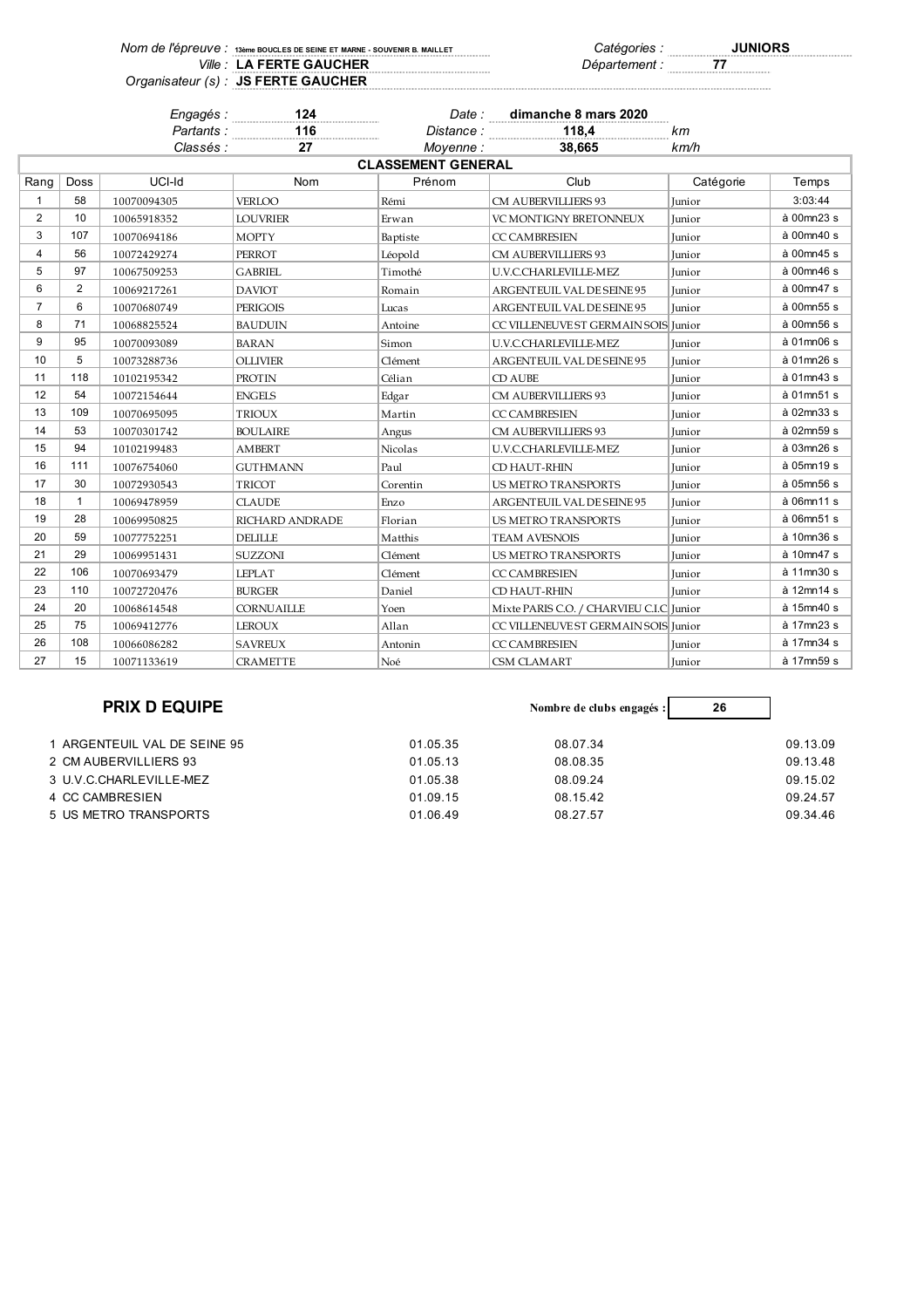*Nom de l'épreuve :* **13ème BOUCLES DE SEINE ET MARNE - SOUVENIR B. MAILLET**
*Ville :* **LA FERTE GAUCHER**
*Organisateur (s) :* **JS FERTE GAUCHER**

*Catégories :* **JUNIORS**
*Département :* **77**

*Engagés :* **124**
*Partants :* **116**
*Classés :* **27**

*Date :* **dimanche 8 mars 2020**
*Distance :* **118,4** *km*
*Moyenne :* **38,665** *km/h*

## CLASSEMENT GENERAL

| Rang | Doss | UCI-Id | Nom | Prénom | Club | Catégorie | Temps |
|---|---|---|---|---|---|---|---|
| 1 | 58 | 10070094305 | VERLOO | Rémi | CM AUBERVILLIERS 93 | Junior | 3:03:44 |
| 2 | 10 | 10065918352 | LOUVRIER | Erwan | VC MONTIGNY BRETONNEUX | Junior | à 00mn23 s |
| 3 | 107 | 10070694186 | MOPTY | Baptiste | CC CAMBRESIEN | Junior | à 00mn40 s |
| 4 | 56 | 10072429274 | PERROT | Léopold | CM AUBERVILLIERS 93 | Junior | à 00mn45 s |
| 5 | 97 | 10067509253 | GABRIEL | Timothé | U.V.C.CHARLEVILLE-MEZ | Junior | à 00mn46 s |
| 6 | 2 | 10069217261 | DAVIOT | Romain | ARGENTEUIL VAL DE SEINE 95 | Junior | à 00mn47 s |
| 7 | 6 | 10070680749 | PERIGOIS | Lucas | ARGENTEUIL VAL DE SEINE 95 | Junior | à 00mn55 s |
| 8 | 71 | 10068825524 | BAUDUIN | Antoine | CC VILLENEUVE ST GERMAIN SOIS | Junior | à 00mn56 s |
| 9 | 95 | 10070093089 | BARAN | Simon | U.V.C.CHARLEVILLE-MEZ | Junior | à 01mn06 s |
| 10 | 5 | 10073288736 | OLLIVIER | Clément | ARGENTEUIL VAL DE SEINE 95 | Junior | à 01mn26 s |
| 11 | 118 | 10102195342 | PROTIN | Célian | CD AUBE | Junior | à 01mn43 s |
| 12 | 54 | 10072154644 | ENGELS | Edgar | CM AUBERVILLIERS 93 | Junior | à 01mn51 s |
| 13 | 109 | 10070695095 | TRIOUX | Martin | CC CAMBRESIEN | Junior | à 02mn33 s |
| 14 | 53 | 10070301742 | BOULAIRE | Angus | CM AUBERVILLIERS 93 | Junior | à 02mn59 s |
| 15 | 94 | 10102199483 | AMBERT | Nicolas | U.V.C.CHARLEVILLE-MEZ | Junior | à 03mn26 s |
| 16 | 111 | 10076754060 | GUTHMANN | Paul | CD HAUT-RHIN | Junior | à 05mn19 s |
| 17 | 30 | 10072930543 | TRICOT | Corentin | US METRO TRANSPORTS | Junior | à 05mn56 s |
| 18 | 1 | 10069478959 | CLAUDE | Enzo | ARGENTEUIL VAL DE SEINE 95 | Junior | à 06mn11 s |
| 19 | 28 | 10069950825 | RICHARD ANDRADE | Florian | US METRO TRANSPORTS | Junior | à 06mn51 s |
| 20 | 59 | 10077752251 | DELILLE | Matthis | TEAM AVESNOIS | Junior | à 10mn36 s |
| 21 | 29 | 10069951431 | SUZZONI | Clément | US METRO TRANSPORTS | Junior | à 10mn47 s |
| 22 | 106 | 10070693479 | LEPLAT | Clément | CC CAMBRESIEN | Junior | à 11mn30 s |
| 23 | 110 | 10072720476 | BURGER | Daniel | CD HAUT-RHIN | Junior | à 12mn14 s |
| 24 | 20 | 10068614548 | CORNUAILLE | Yoen | Mixte PARIS C.O. / CHARVIEU C.I.C | Junior | à 15mn40 s |
| 25 | 75 | 10069412776 | LEROUX | Allan | CC VILLENEUVE ST GERMAIN SOIS | Junior | à 17mn23 s |
| 26 | 108 | 10066086282 | SAVREUX | Antonin | CC CAMBRESIEN | Junior | à 17mn34 s |
| 27 | 15 | 10071133619 | CRAMETTE | Noé | CSM CLAMART | Junior | à 17mn59 s |

## PRIX D EQUIPE

**Nombre de clubs engagés :** 26

| | | | |
|---|---|---|---|
| 1 ARGENTEUIL VAL DE SEINE 95 | 01.05.35 | 08.07.34 | 09.13.09 |
| 2 CM AUBERVILLIERS 93 | 01.05.13 | 08.08.35 | 09.13.48 |
| 3 U.V.C.CHARLEVILLE-MEZ | 01.05.38 | 08.09.24 | 09.15.02 |
| 4 CC CAMBRESIEN | 01.09.15 | 08.15.42 | 09.24.57 |
| 5 US METRO TRANSPORTS | 01.06.49 | 08.27.57 | 09.34.46 |